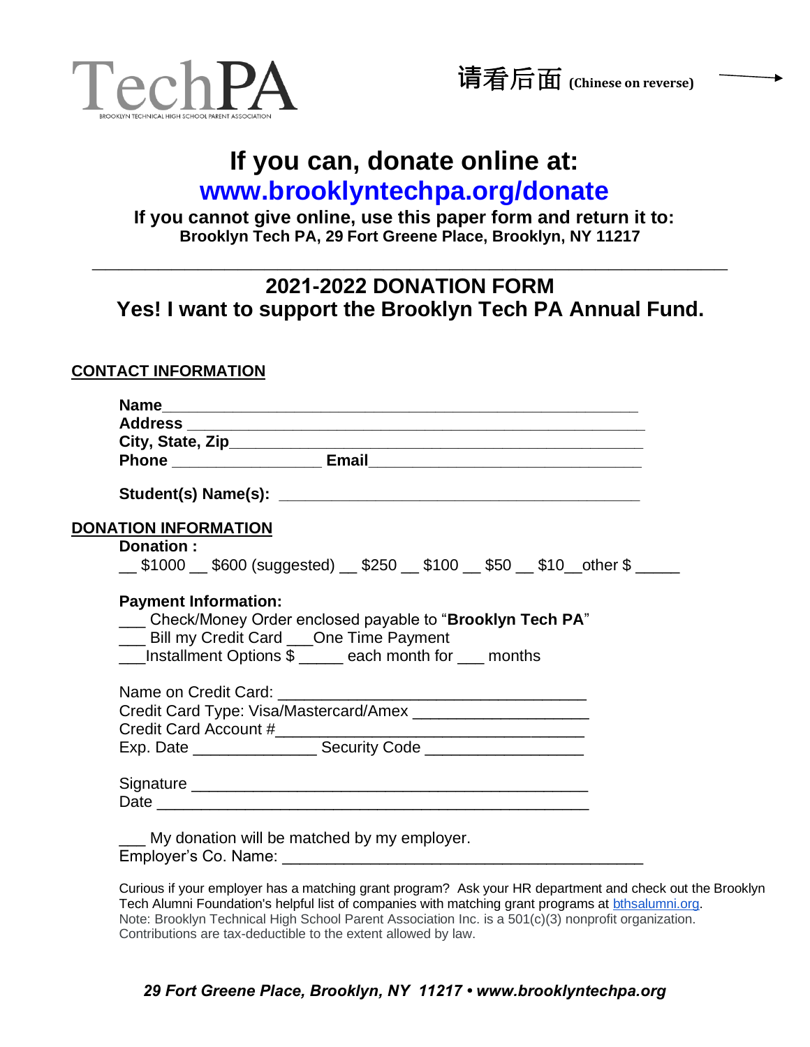TechPA

BROOKLYN TECHNICAL HIGH SCHOOL PARENT ASSOCIATION

请看后面 **(Chinese on reverse)**

# If you can, donate online at:

# www.brooklyntechpa.org/donate

**If you cannot give online, use this paper form and return it to:**
**Brooklyn Tech PA, 29 Fort Greene Place, Brooklyn, NY 11217**

---

## 2021-2022 DONATION FORM

## Yes! I want to support the Brooklyn Tech PA Annual Fund.

**CONTACT INFORMATION**

**Name**___________________________________________________
**Address** ________________________________________________
**City, State, Zip**_____________________________________________
**Phone** ________________ **Email**______________________________

**Student(s) Name(s):** ______________________________________

**DONATION INFORMATION**

**Donation :**
__ $1000 __ $600 (suggested) __ $250 __ $100 __ $50 __ $10__other $ _____

**Payment Information:**
___ Check/Money Order enclosed payable to "**Brooklyn Tech PA**"
___ Bill my Credit Card ___One Time Payment
___Installment Options $ _____ each month for ___ months

Name on Credit Card: ________________________________
Credit Card Type: Visa/Mastercard/Amex __________________
Credit Card Account #________________________________
Exp. Date _____________ Security Code _________________

Signature ___________________________________________
Date _______________________________________________

___ My donation will be matched by my employer.
Employer's Co. Name: _____________________________________

Curious if your employer has a matching grant program? Ask your HR department and check out the Brooklyn Tech Alumni Foundation's helpful list of companies with matching grant programs at bthsalumni.org.
Note: Brooklyn Technical High School Parent Association Inc. is a 501(c)(3) nonprofit organization. Contributions are tax-deductible to the extent allowed by law.

*29 Fort Greene Place, Brooklyn, NY 11217 • www.brooklyntechpa.org*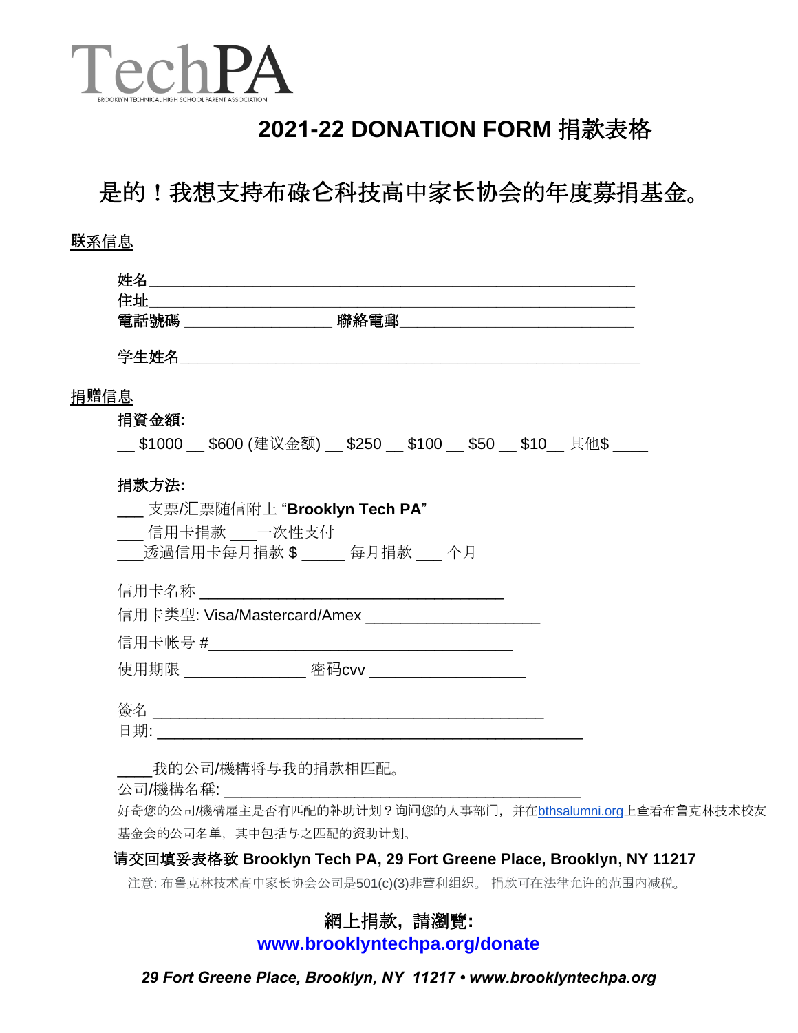TechPA

BROOKLYN TECHNICAL HIGH SCHOOL PARENT ASSOCIATION

# 2021-22 DONATION FORM 捐款表格

## 是的！我想支持布碌仑科技高中家长协会的年度募捐基金。

**联系信息**

姓名________________________________________________________________

住址________________________________________________________________

電話號碼 __________________ 聯絡電郵____________________________

学生姓名________________________________________________________

**捐贈信息**

**捐資金額:**

__ $1000 __ $600 (建议金额) __ $250 __ $100 __ $50 __ $10__ 其他$ ____

**捐款方法:**

___ 支票/汇票随信附上 "**Brooklyn Tech PA**"

___ 信用卡捐款 ___一次性支付

___透過信用卡每月捐款 $ _____ 每月捐款 ___ 个月

信用卡名称 ____________________________________

信用卡类型: Visa/Mastercard/Amex ____________________

信用卡帐号 #____________________________________

使用期限 ______________ 密码cvv __________________

簽名 ______________________________________________

日期: ______________________________________________

_____我的公司/機構将与我的捐款相匹配。

公司/機構名稱: ____________________________________________

好奇您的公司/機構雇主是否有匹配的补助计划？询问您的人事部门，并在bthsalumni.org上查看布鲁克林技术校友基金会的公司名单，其中包括与之匹配的资助计划。

**请交回填妥表格致 Brooklyn Tech PA, 29 Fort Greene Place, Brooklyn, NY 11217**

注意: 布鲁克林技术高中家长协会公司是501(c)(3)非营利组织。 捐款可在法律允许的范围内减税。

**網上捐款，請瀏覽:**

**www.brooklyntechpa.org/donate**

***29 Fort Greene Place, Brooklyn, NY 11217 • www.brooklyntechpa.org***